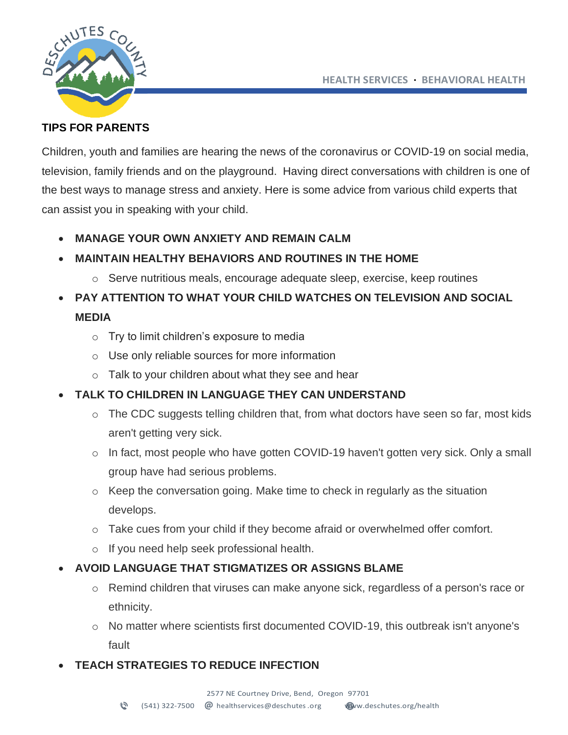## TIPS FOR PARENTS

Children, youth and families are hearing the news of the coronavirus or COVID-19 on social media, television, family friends and on the playground. Having direct conversations with children is one of the best ways to manage stress and anxiety. Here is some advice from various child experts that can assist you in speaking with your child.

- **MANAGE YOUR OWN ANXIETY AND REMAIN CALM**
- **MAINTAIN HEALTHY BEHAVIORS AND ROUTINES IN THE HOME**
  - Serve nutritious meals, encourage adequate sleep, exercise, keep routines
- **PAY ATTENTION TO WHAT YOUR CHILD WATCHES ON TELEVISION AND SOCIAL MEDIA**
  - Try to limit children's exposure to media
  - Use only reliable sources for more information
  - Talk to your children about what they see and hear
- **TALK TO CHILDREN IN LANGUAGE THEY CAN UNDERSTAND**
  - The CDC suggests telling children that, from what doctors have seen so far, most kids aren't getting very sick.
  - In fact, most people who have gotten COVID-19 haven't gotten very sick. Only a small group have had serious problems.
  - Keep the conversation going. Make time to check in regularly as the situation develops.
  - Take cues from your child if they become afraid or overwhelmed offer comfort.
  - If you need help seek professional health.
- **AVOID LANGUAGE THAT STIGMATIZES OR ASSIGNS BLAME**
  - Remind children that viruses can make anyone sick, regardless of a person's race or ethnicity.
  - No matter where scientists first documented COVID-19, this outbreak isn't anyone's fault
- **TEACH STRATEGIES TO REDUCE INFECTION**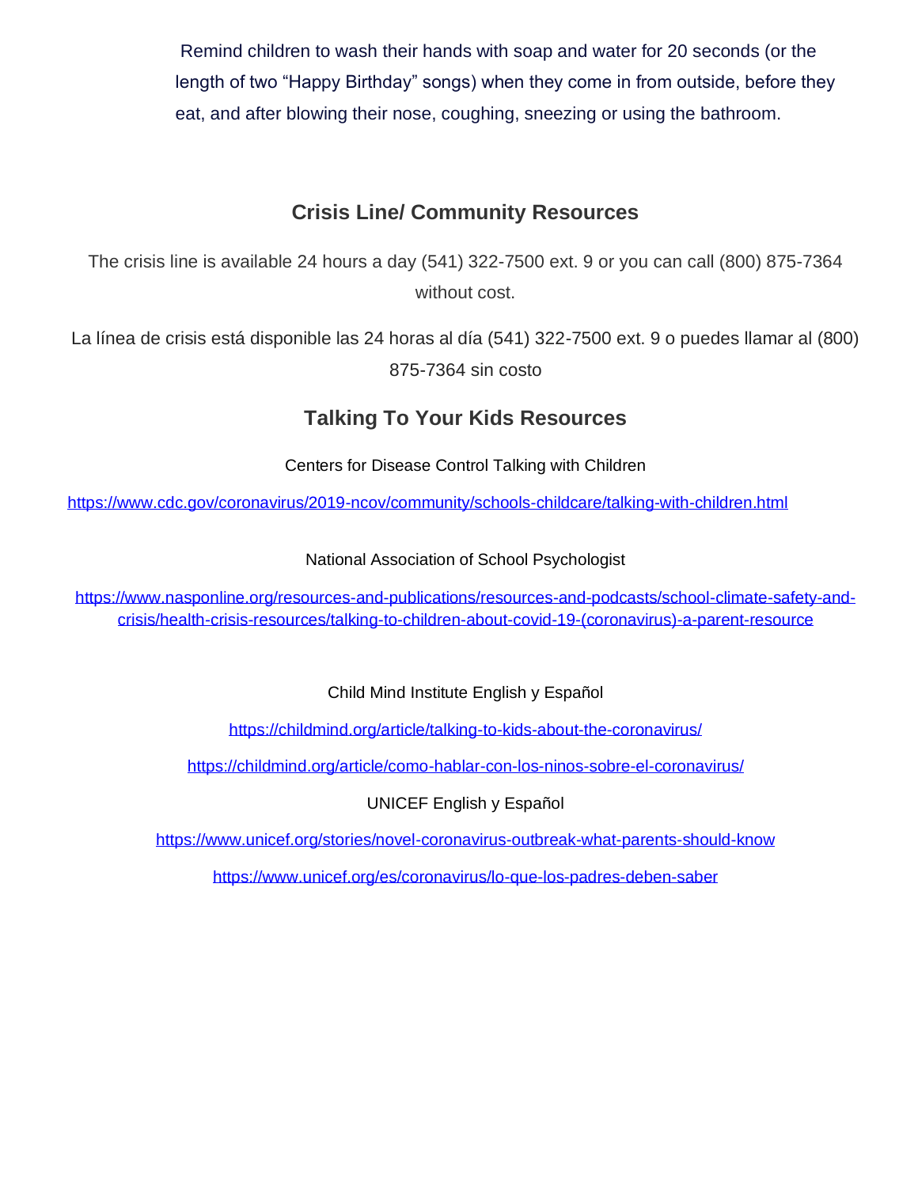Remind children to wash their hands with soap and water for 20 seconds (or the length of two “Happy Birthday” songs) when they come in from outside, before they eat, and after blowing their nose, coughing, sneezing or using the bathroom.

## Crisis Line/ Community Resources

The crisis line is available 24 hours a day (541) 322-7500 ext. 9 or you can call (800) 875-7364 without cost.

La línea de crisis está disponible las 24 horas al día (541) 322-7500 ext. 9 o puedes llamar al (800) 875-7364 sin costo

## Talking To Your Kids Resources

Centers for Disease Control Talking with Children

https://www.cdc.gov/coronavirus/2019-ncov/community/schools-childcare/talking-with-children.html

National Association of School Psychologist

https://www.nasponline.org/resources-and-publications/resources-and-podcasts/school-climate-safety-and-crisis/health-crisis-resources/talking-to-children-about-covid-19-(coronavirus)-a-parent-resource

Child Mind Institute English y Español

https://childmind.org/article/talking-to-kids-about-the-coronavirus/

https://childmind.org/article/como-hablar-con-los-ninos-sobre-el-coronavirus/

UNICEF English y Español

https://www.unicef.org/stories/novel-coronavirus-outbreak-what-parents-should-know

https://www.unicef.org/es/coronavirus/lo-que-los-padres-deben-saber